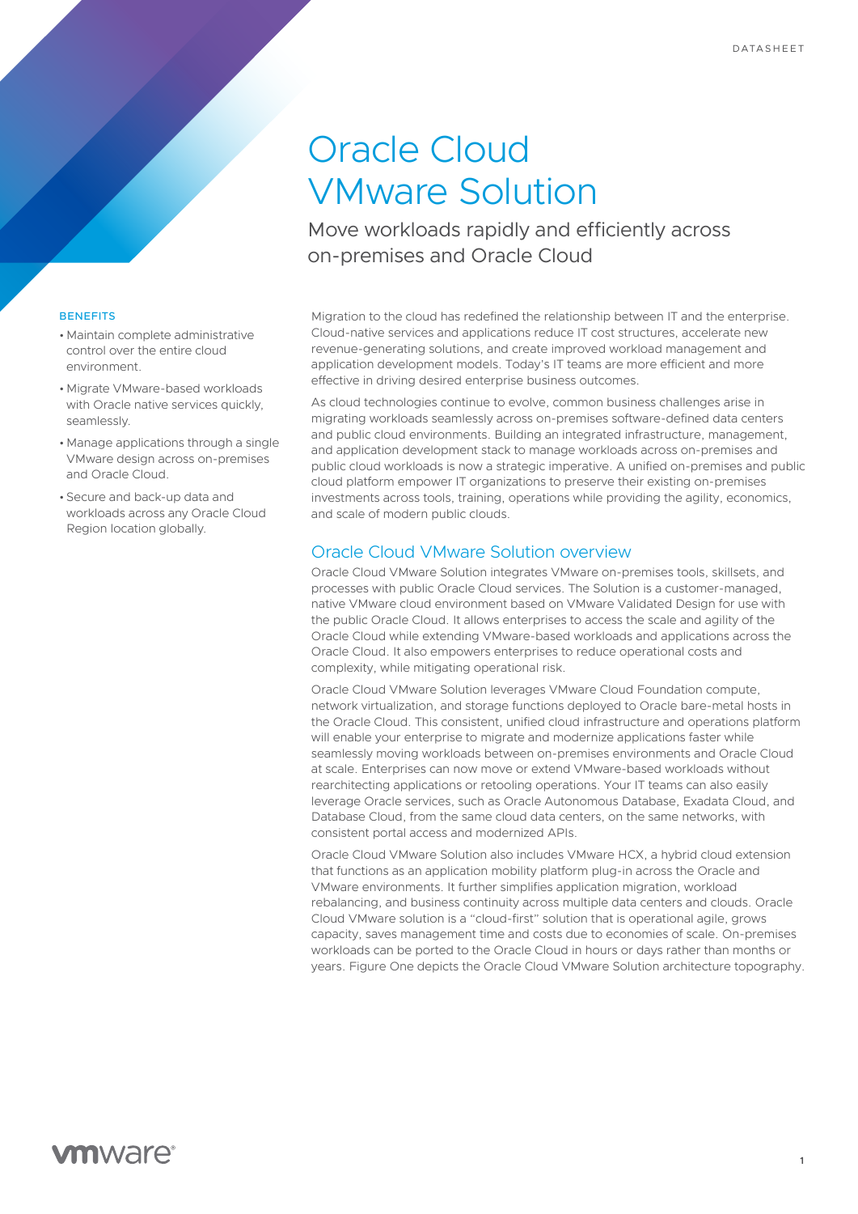DATASHEET

# Oracle Cloud VMware Solution

## Move workloads rapidly and efficiently across on-premises and Oracle Cloud

### BENEFITS

- Maintain complete administrative control over the entire cloud environment.
- Migrate VMware-based workloads with Oracle native services quickly, seamlessly.
- Manage applications through a single VMware design across on-premises and Oracle Cloud.
- Secure and back-up data and workloads across any Oracle Cloud Region location globally.

Migration to the cloud has redefined the relationship between IT and the enterprise. Cloud-native services and applications reduce IT cost structures, accelerate new revenue-generating solutions, and create improved workload management and application development models. Today's IT teams are more efficient and more effective in driving desired enterprise business outcomes.

As cloud technologies continue to evolve, common business challenges arise in migrating workloads seamlessly across on-premises software-defined data centers and public cloud environments. Building an integrated infrastructure, management, and application development stack to manage workloads across on-premises and public cloud workloads is now a strategic imperative. A unified on-premises and public cloud platform empower IT organizations to preserve their existing on-premises investments across tools, training, operations while providing the agility, economics, and scale of modern public clouds.

## Oracle Cloud VMware Solution overview

Oracle Cloud VMware Solution integrates VMware on-premises tools, skillsets, and processes with public Oracle Cloud services. The Solution is a customer-managed, native VMware cloud environment based on VMware Validated Design for use with the public Oracle Cloud. It allows enterprises to access the scale and agility of the Oracle Cloud while extending VMware-based workloads and applications across the Oracle Cloud. It also empowers enterprises to reduce operational costs and complexity, while mitigating operational risk.

Oracle Cloud VMware Solution leverages VMware Cloud Foundation compute, network virtualization, and storage functions deployed to Oracle bare-metal hosts in the Oracle Cloud. This consistent, unified cloud infrastructure and operations platform will enable your enterprise to migrate and modernize applications faster while seamlessly moving workloads between on-premises environments and Oracle Cloud at scale. Enterprises can now move or extend VMware-based workloads without rearchitecting applications or retooling operations. Your IT teams can also easily leverage Oracle services, such as Oracle Autonomous Database, Exadata Cloud, and Database Cloud, from the same cloud data centers, on the same networks, with consistent portal access and modernized APIs.

Oracle Cloud VMware Solution also includes VMware HCX, a hybrid cloud extension that functions as an application mobility platform plug-in across the Oracle and VMware environments. It further simplifies application migration, workload rebalancing, and business continuity across multiple data centers and clouds. Oracle Cloud VMware solution is a "cloud-first" solution that is operational agile, grows capacity, saves management time and costs due to economies of scale. On-premises workloads can be ported to the Oracle Cloud in hours or days rather than months or years. Figure One depicts the Oracle Cloud VMware Solution architecture topography.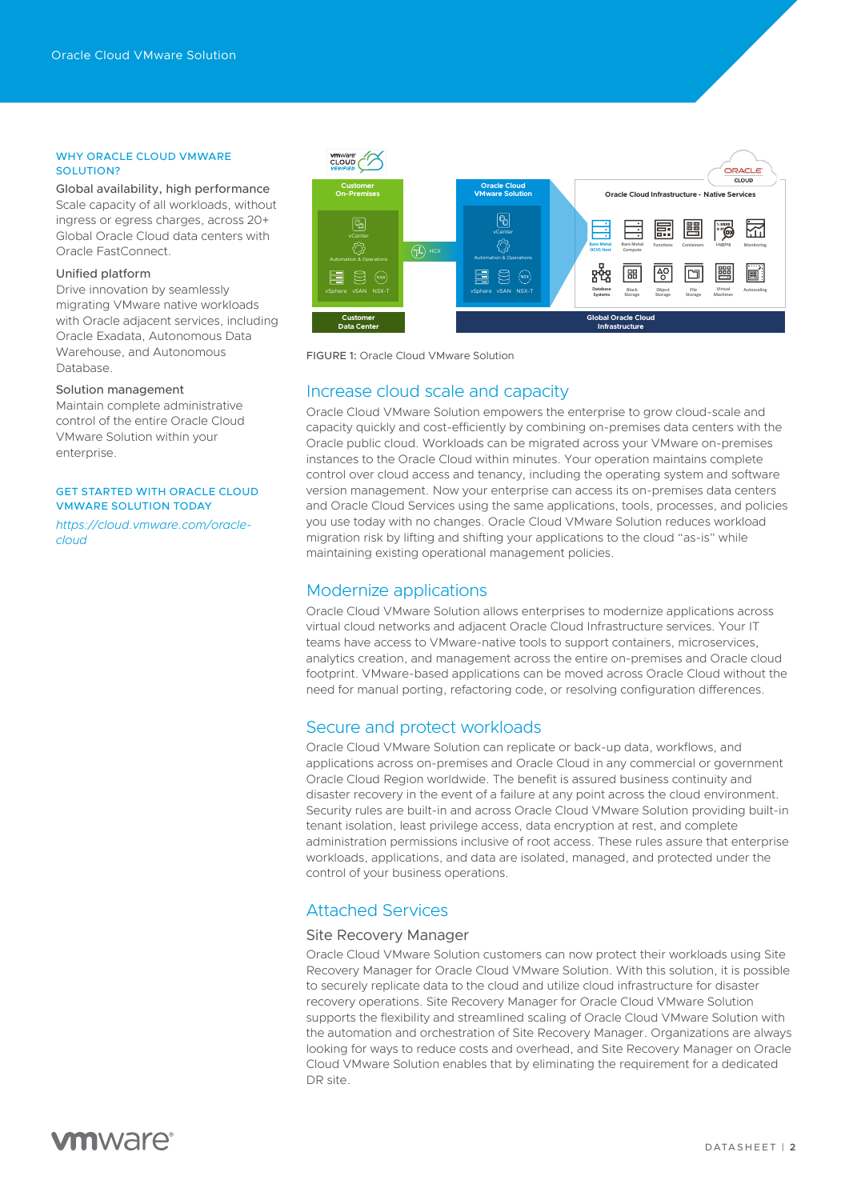## WHY ORACLE CLOUD VMWARE SOLUTION?

**Global availability, high performance**
Scale capacity of all workloads, without ingress or egress charges, across 20+ Global Oracle Cloud data centers with Oracle FastConnect.

**Unified platform**
Drive innovation by seamlessly migrating VMware native workloads with Oracle adjacent services, including Oracle Exadata, Autonomous Data Warehouse, and Autonomous Database.

**Solution management**
Maintain complete administrative control of the entire Oracle Cloud VMware Solution within your enterprise.

## GET STARTED WITH ORACLE CLOUD VMWARE SOLUTION TODAY

*https://cloud.vmware.com/oracle-cloud*

FIGURE 1: Oracle Cloud VMware Solution

## Increase cloud scale and capacity

Oracle Cloud VMware Solution empowers the enterprise to grow cloud-scale and capacity quickly and cost-efficiently by combining on-premises data centers with the Oracle public cloud. Workloads can be migrated across your VMware on-premises instances to the Oracle Cloud within minutes. Your operation maintains complete control over cloud access and tenancy, including the operating system and software version management. Now your enterprise can access its on-premises data centers and Oracle Cloud Services using the same applications, tools, processes, and policies you use today with no changes. Oracle Cloud VMware Solution reduces workload migration risk by lifting and shifting your applications to the cloud "as-is" while maintaining existing operational management policies.

## Modernize applications

Oracle Cloud VMware Solution allows enterprises to modernize applications across virtual cloud networks and adjacent Oracle Cloud Infrastructure services. Your IT teams have access to VMware-native tools to support containers, microservices, analytics creation, and management across the entire on-premises and Oracle cloud footprint. VMware-based applications can be moved across Oracle Cloud without the need for manual porting, refactoring code, or resolving configuration differences.

## Secure and protect workloads

Oracle Cloud VMware Solution can replicate or back-up data, workflows, and applications across on-premises and Oracle Cloud in any commercial or government Oracle Cloud Region worldwide. The benefit is assured business continuity and disaster recovery in the event of a failure at any point across the cloud environment. Security rules are built-in and across Oracle Cloud VMware Solution providing built-in tenant isolation, least privilege access, data encryption at rest, and complete administration permissions inclusive of root access. These rules assure that enterprise workloads, applications, and data are isolated, managed, and protected under the control of your business operations.

## Attached Services

### Site Recovery Manager

Oracle Cloud VMware Solution customers can now protect their workloads using Site Recovery Manager for Oracle Cloud VMware Solution. With this solution, it is possible to securely replicate data to the cloud and utilize cloud infrastructure for disaster recovery operations. Site Recovery Manager for Oracle Cloud VMware Solution supports the flexibility and streamlined scaling of Oracle Cloud VMware Solution with the automation and orchestration of Site Recovery Manager. Organizations are always looking for ways to reduce costs and overhead, and Site Recovery Manager on Oracle Cloud VMware Solution enables that by eliminating the requirement for a dedicated DR site.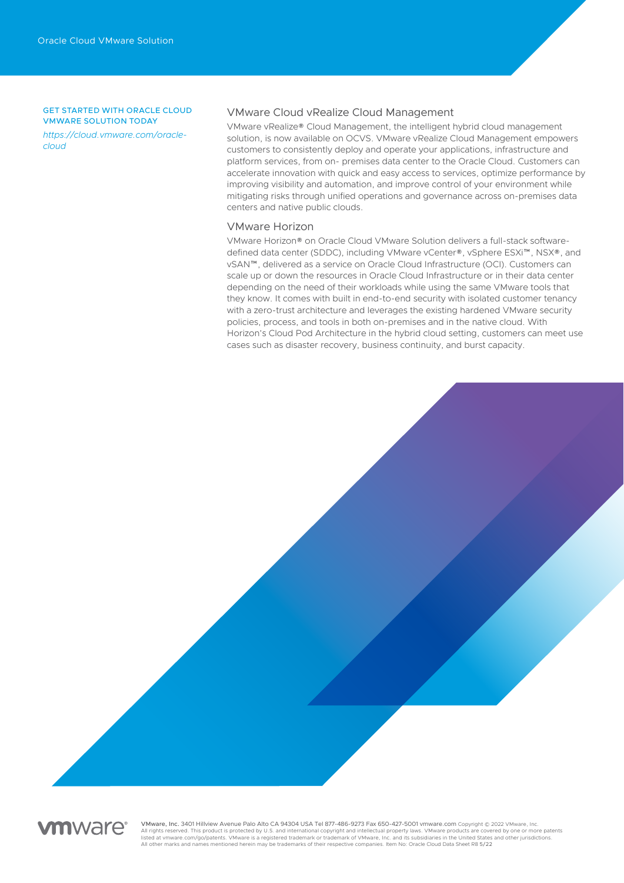GET STARTED WITH ORACLE CLOUD VMWARE SOLUTION TODAY

*https://cloud.vmware.com/oracle-cloud*

## VMware Cloud vRealize Cloud Management

VMware vRealize® Cloud Management, the intelligent hybrid cloud management solution, is now available on OCVS. VMware vRealize Cloud Management empowers customers to consistently deploy and operate your applications, infrastructure and platform services, from on- premises data center to the Oracle Cloud. Customers can accelerate innovation with quick and easy access to services, optimize performance by improving visibility and automation, and improve control of your environment while mitigating risks through unified operations and governance across on-premises data centers and native public clouds.

## VMware Horizon

VMware Horizon® on Oracle Cloud VMware Solution delivers a full-stack software-defined data center (SDDC), including VMware vCenter®, vSphere ESXi™, NSX®, and vSAN™, delivered as a service on Oracle Cloud Infrastructure (OCI). Customers can scale up or down the resources in Oracle Cloud Infrastructure or in their data center depending on the need of their workloads while using the same VMware tools that they know. It comes with built in end-to-end security with isolated customer tenancy with a zero-trust architecture and leverages the existing hardened VMware security policies, process, and tools in both on-premises and in the native cloud. With Horizon's Cloud Pod Architecture in the hybrid cloud setting, customers can meet use cases such as disaster recovery, business continuity, and burst capacity.

VMware, Inc. 3401 Hillview Avenue Palo Alto CA 94304 USA Tel 877-486-9273 Fax 650-427-5001 vmware.com Copyright © 2022 VMware, Inc. All rights reserved. This product is protected by U.S. and international copyright and intellectual property laws. VMware products are covered by one or more patents listed at vmware.com/go/patents. VMware is a registered trademark or trademark of VMware, Inc. and its subsidiaries in the United States and other jurisdictions. All other marks and names mentioned herein may be trademarks of their respective companies. Item No: Oracle Cloud Data Sheet R8 5/22